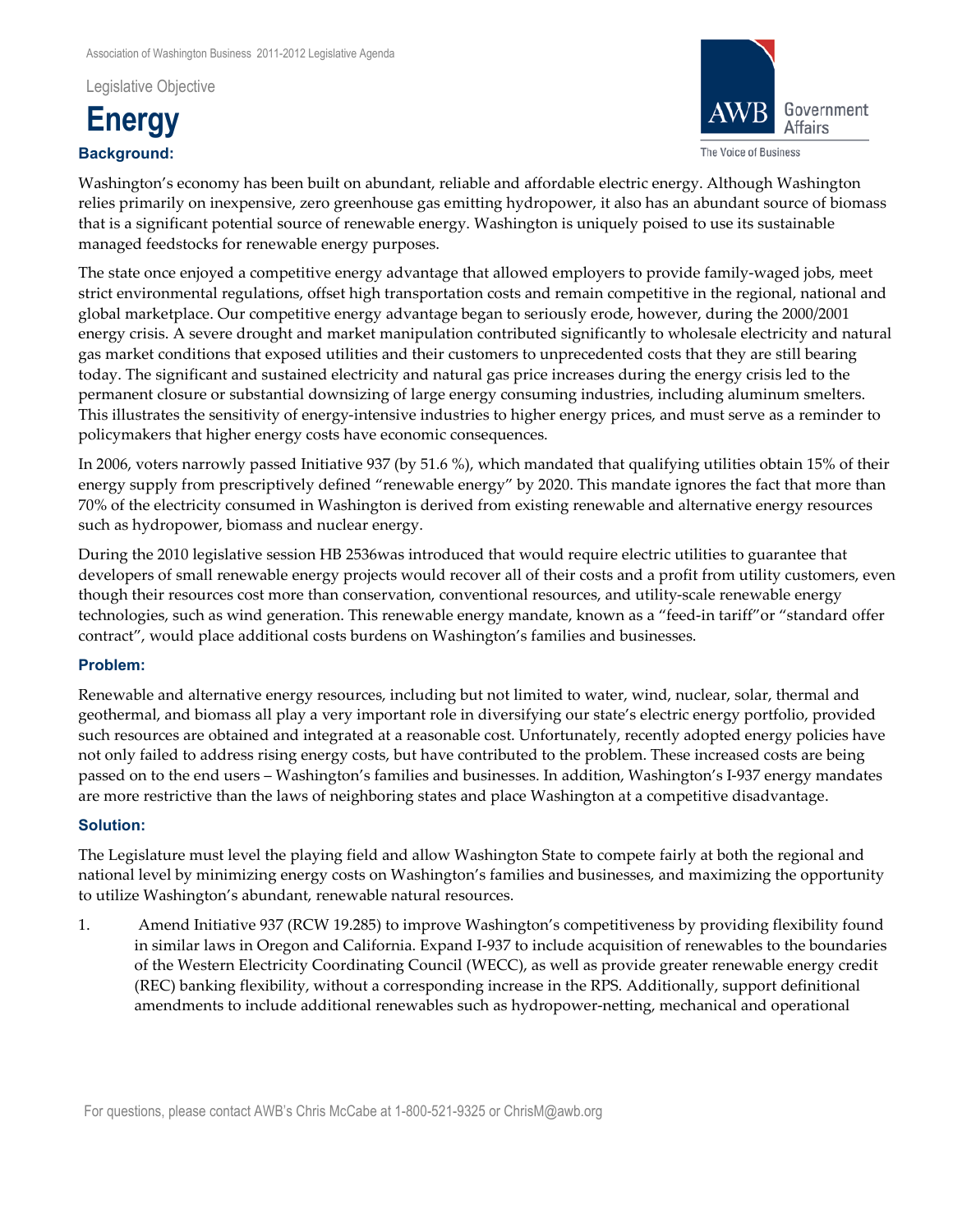Association of Washington Business 2011-2012 Legislative Agenda

Legislative Objective

# Energy

AWB Government Affairs
The Voice of Business

### Background:

Washington's economy has been built on abundant, reliable and affordable electric energy. Although Washington relies primarily on inexpensive, zero greenhouse gas emitting hydropower, it also has an abundant source of biomass that is a significant potential source of renewable energy. Washington is uniquely poised to use its sustainable managed feedstocks for renewable energy purposes.

The state once enjoyed a competitive energy advantage that allowed employers to provide family-waged jobs, meet strict environmental regulations, offset high transportation costs and remain competitive in the regional, national and global marketplace. Our competitive energy advantage began to seriously erode, however, during the 2000/2001 energy crisis. A severe drought and market manipulation contributed significantly to wholesale electricity and natural gas market conditions that exposed utilities and their customers to unprecedented costs that they are still bearing today. The significant and sustained electricity and natural gas price increases during the energy crisis led to the permanent closure or substantial downsizing of large energy consuming industries, including aluminum smelters. This illustrates the sensitivity of energy-intensive industries to higher energy prices, and must serve as a reminder to policymakers that higher energy costs have economic consequences.

In 2006, voters narrowly passed Initiative 937 (by 51.6 %), which mandated that qualifying utilities obtain 15% of their energy supply from prescriptively defined "renewable energy" by 2020. This mandate ignores the fact that more than 70% of the electricity consumed in Washington is derived from existing renewable and alternative energy resources such as hydropower, biomass and nuclear energy.

During the 2010 legislative session HB 2536was introduced that would require electric utilities to guarantee that developers of small renewable energy projects would recover all of their costs and a profit from utility customers, even though their resources cost more than conservation, conventional resources, and utility-scale renewable energy technologies, such as wind generation. This renewable energy mandate, known as a "feed-in tariff"or "standard offer contract", would place additional costs burdens on Washington's families and businesses.

### Problem:

Renewable and alternative energy resources, including but not limited to water, wind, nuclear, solar, thermal and geothermal, and biomass all play a very important role in diversifying our state's electric energy portfolio, provided such resources are obtained and integrated at a reasonable cost. Unfortunately, recently adopted energy policies have not only failed to address rising energy costs, but have contributed to the problem. These increased costs are being passed on to the end users – Washington's families and businesses. In addition, Washington's I-937 energy mandates are more restrictive than the laws of neighboring states and place Washington at a competitive disadvantage.

### Solution:

The Legislature must level the playing field and allow Washington State to compete fairly at both the regional and national level by minimizing energy costs on Washington's families and businesses, and maximizing the opportunity to utilize Washington's abundant, renewable natural resources.

1. Amend Initiative 937 (RCW 19.285) to improve Washington's competitiveness by providing flexibility found in similar laws in Oregon and California. Expand I-937 to include acquisition of renewables to the boundaries of the Western Electricity Coordinating Council (WECC), as well as provide greater renewable energy credit (REC) banking flexibility, without a corresponding increase in the RPS. Additionally, support definitional amendments to include additional renewables such as hydropower-netting, mechanical and operational

For questions, please contact AWB's Chris McCabe at 1-800-521-9325 or ChrisM@awb.org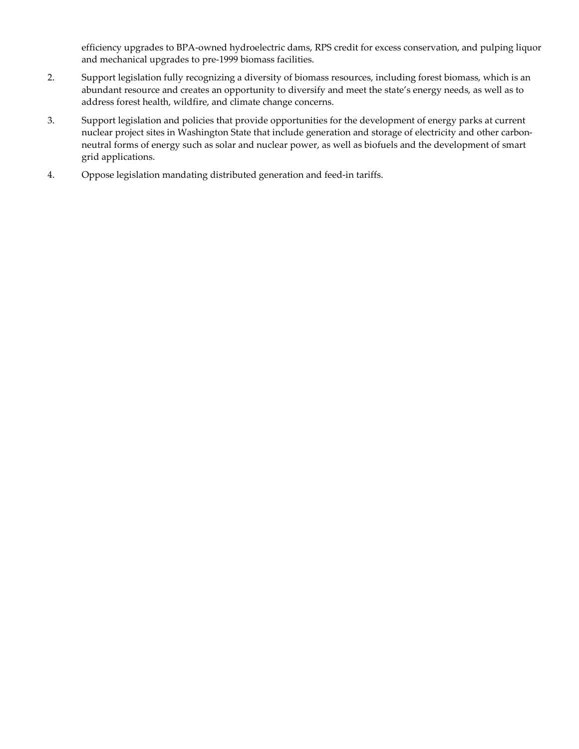efficiency upgrades to BPA-owned hydroelectric dams, RPS credit for excess conservation, and pulping liquor and mechanical upgrades to pre-1999 biomass facilities.

2. Support legislation fully recognizing a diversity of biomass resources, including forest biomass, which is an abundant resource and creates an opportunity to diversify and meet the state's energy needs, as well as to address forest health, wildfire, and climate change concerns.

3. Support legislation and policies that provide opportunities for the development of energy parks at current nuclear project sites in Washington State that include generation and storage of electricity and other carbon-neutral forms of energy such as solar and nuclear power, as well as biofuels and the development of smart grid applications.

4. Oppose legislation mandating distributed generation and feed-in tariffs.